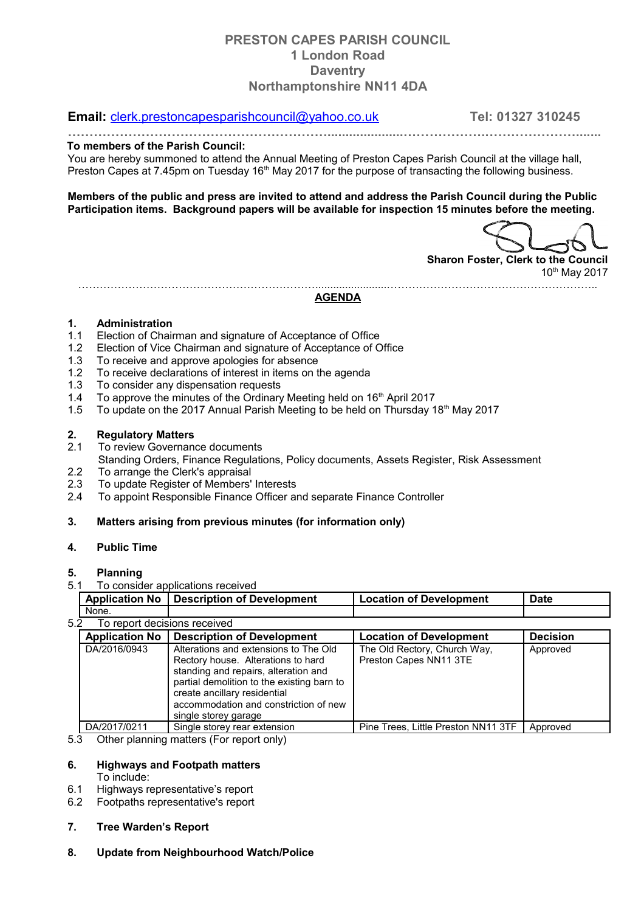# PRESTON CAPES PARISH COUNCIL
**1 London Road**
**Daventry**
**Northamptonshire NN11 4DA**

**Email:** clerk.prestoncapesparishcouncil@yahoo.co.uk **Tel: 01327 310245**

---

**To members of the Parish Council:**

You are hereby summoned to attend the Annual Meeting of Preston Capes Parish Council at the village hall, Preston Capes at 7.45pm on Tuesday 16th May 2017 for the purpose of transacting the following business.

**Members of the public and press are invited to attend and address the Parish Council during the Public Participation items. Background papers will be available for inspection 15 minutes before the meeting.**

**Sharon Foster, Clerk to the Council**
10th May 2017

---

## AGENDA

### 1. Administration

1.1 Election of Chairman and signature of Acceptance of Office
1.2 Election of Vice Chairman and signature of Acceptance of Office
1.3 To receive and approve apologies for absence
1.2 To receive declarations of interest in items on the agenda
1.3 To consider any dispensation requests
1.4 To approve the minutes of the Ordinary Meeting held on 16th April 2017
1.5 To update on the 2017 Annual Parish Meeting to be held on Thursday 18th May 2017

### 2. Regulatory Matters

2.1 To review Governance documents
Standing Orders, Finance Regulations, Policy documents, Assets Register, Risk Assessment
2.2 To arrange the Clerk's appraisal
2.3 To update Register of Members' Interests
2.4 To appoint Responsible Finance Officer and separate Finance Controller

### 3. Matters arising from previous minutes (for information only)

### 4. Public Time

### 5. Planning

5.1 To consider applications received

| Application No | Description of Development | Location of Development | Date |
|---|---|---|---|
| None. | | | |

5.2 To report decisions received

| Application No | Description of Development | Location of Development | Decision |
|---|---|---|---|
| DA/2016/0943 | Alterations and extensions to The Old Rectory house. Alterations to hard standing and repairs, alteration and partial demolition to the existing barn to create ancillary residential accommodation and constriction of new single storey garage | The Old Rectory, Church Way, Preston Capes NN11 3TE | Approved |
| DA/2017/0211 | Single storey rear extension | Pine Trees, Little Preston NN11 3TF | Approved |

5.3 Other planning matters (For report only)

### 6. Highways and Footpath matters

To include:
6.1 Highways representative's report
6.2 Footpaths representative's report

### 7. Tree Warden's Report

### 8. Update from Neighbourhood Watch/Police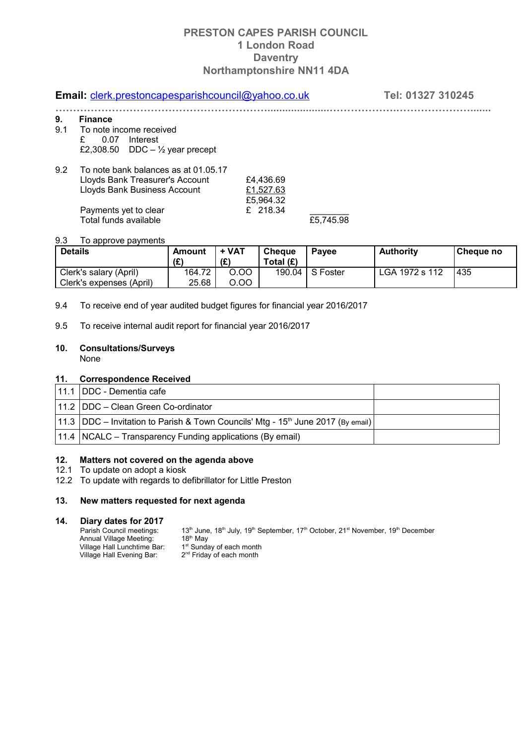**PRESTON CAPES PARISH COUNCIL**
**1 London Road**
**Daventry**
**Northamptonshire NN11 4DA**

**Email:** clerk.prestoncapesparishcouncil@yahoo.co.uk **Tel: 01327 310245**

---

## 9. Finance

9.1 To note income received

£ 0.07 Interest
£2,308.50 DDC – ½ year precept

9.2 To note bank balances as at 01.05.17

| | | |
|---|---|---|
| Lloyds Bank Treasurer's Account | £4,436.69 | |
| Lloyds Bank Business Account | £1,527.63 | |
| | £5,964.32 | |
| Payments yet to clear | £ 218.34 | |
| Total funds available | | £5,745.98 |

9.3 To approve payments

| Details | Amount (£) | + VAT (£) | Cheque Total (£) | Payee | Authority | Cheque no |
|---|---|---|---|---|---|---|
| Clerk's salary (April) | 164.72 | O.OO | 190.04 | S Foster | LGA 1972 s 112 | 435 |
| Clerk's expenses (April) | 25.68 | O.OO | | | | |

9.4 To receive end of year audited budget figures for financial year 2016/2017

9.5 To receive internal audit report for financial year 2016/2017

## 10. Consultations/Surveys

None

## 11. Correspondence Received

| | | |
|---|---|---|
| 11.1 | DDC - Dementia cafe | |
| 11.2 | DDC – Clean Green Co-ordinator | |
| 11.3 | DDC – Invitation to Parish & Town Councils' Mtg - 15th June 2017 (By email) | |
| 11.4 | NCALC – Transparency Funding applications (By email) | |

## 12. Matters not covered on the agenda above

12.1 To update on adopt a kiosk
12.2 To update with regards to defibrillator for Little Preston

## 13. New matters requested for next agenda

## 14. Diary dates for 2017

| | |
|---|---|
| Parish Council meetings: | 13th June, 18th July, 19th September, 17th October, 21st November, 19th December |
| Annual Village Meeting: | 18th May |
| Village Hall Lunchtime Bar: | 1st Sunday of each month |
| Village Hall Evening Bar: | 2nd Friday of each month |